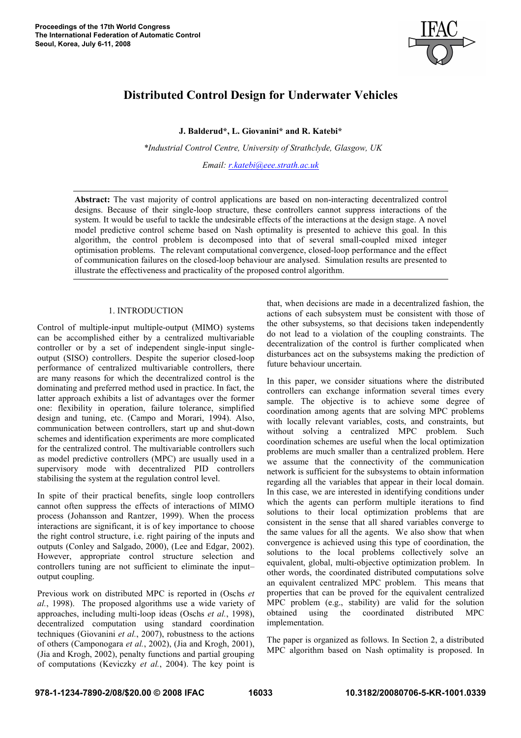# Distributed Control Design for Underwater Vehicles

**J. Balderud\*, L. Giovanini\* and R. Katebi\***

*\*Industrial Control Centre, University of Strathclyde, Glasgow, UK*

*Email: r.katebi@eee.strath.ac.uk*

**Abstract:** The vast majority of control applications are based on non-interacting decentralized control designs. Because of their single-loop structure, these controllers cannot suppress interactions of the system. It would be useful to tackle the undesirable effects of the interactions at the design stage. A novel model predictive control scheme based on Nash optimality is presented to achieve this goal. In this algorithm, the control problem is decomposed into that of several small-coupled mixed integer optimisation problems. The relevant computational convergence, closed-loop performance and the effect of communication failures on the closed-loop behaviour are analysed. Simulation results are presented to illustrate the effectiveness and practicality of the proposed control algorithm.

## 1. INTRODUCTION

Control of multiple-input multiple-output (MIMO) systems can be accomplished either by a centralized multivariable controller or by a set of independent single-input single-output (SISO) controllers. Despite the superior closed-loop performance of centralized multivariable controllers, there are many reasons for which the decentralized control is the dominating and preferred method used in practice. In fact, the latter approach exhibits a list of advantages over the former one: flexibility in operation, failure tolerance, simplified design and tuning, etc. (Campo and Morari, 1994). Also, communication between controllers, start up and shut-down schemes and identification experiments are more complicated for the centralized control. The multivariable controllers such as model predictive controllers (MPC) are usually used in a supervisory mode with decentralized PID controllers stabilising the system at the regulation control level.

In spite of their practical benefits, single loop controllers cannot often suppress the effects of interactions of MIMO process (Johansson and Rantzer, 1999). When the process interactions are significant, it is of key importance to choose the right control structure, i.e. right pairing of the inputs and outputs (Conley and Salgado, 2000), (Lee and Edgar, 2002). However, appropriate control structure selection and controllers tuning are not sufficient to eliminate the input–output coupling.

Previous work on distributed MPC is reported in (Oschs *et al.*, 1998). The proposed algorithms use a wide variety of approaches, including multi-loop ideas (Oschs *et al.*, 1998), decentralized computation using standard coordination techniques (Giovanini *et al.*, 2007), robustness to the actions of others (Camponogara *et al.*, 2002), (Jia and Krogh, 2001), (Jia and Krogh, 2002), penalty functions and partial grouping of computations (Keviczky *et al.*, 2004). The key point is that, when decisions are made in a decentralized fashion, the actions of each subsystem must be consistent with those of the other subsystems, so that decisions taken independently do not lead to a violation of the coupling constraints. The decentralization of the control is further complicated when disturbances act on the subsystems making the prediction of future behaviour uncertain.

In this paper, we consider situations where the distributed controllers can exchange information several times every sample. The objective is to achieve some degree of coordination among agents that are solving MPC problems with locally relevant variables, costs, and constraints, but without solving a centralized MPC problem. Such coordination schemes are useful when the local optimization problems are much smaller than a centralized problem. Here we assume that the connectivity of the communication network is sufficient for the subsystems to obtain information regarding all the variables that appear in their local domain. In this case, we are interested in identifying conditions under which the agents can perform multiple iterations to find solutions to their local optimization problems that are consistent in the sense that all shared variables converge to the same values for all the agents. We also show that when convergence is achieved using this type of coordination, the solutions to the local problems collectively solve an equivalent, global, multi-objective optimization problem. In other words, the coordinated distributed computations solve an equivalent centralized MPC problem. This means that properties that can be proved for the equivalent centralized MPC problem (e.g., stability) are valid for the solution obtained using the coordinated distributed MPC implementation.

The paper is organized as follows. In Section 2, a distributed MPC algorithm based on Nash optimality is proposed. In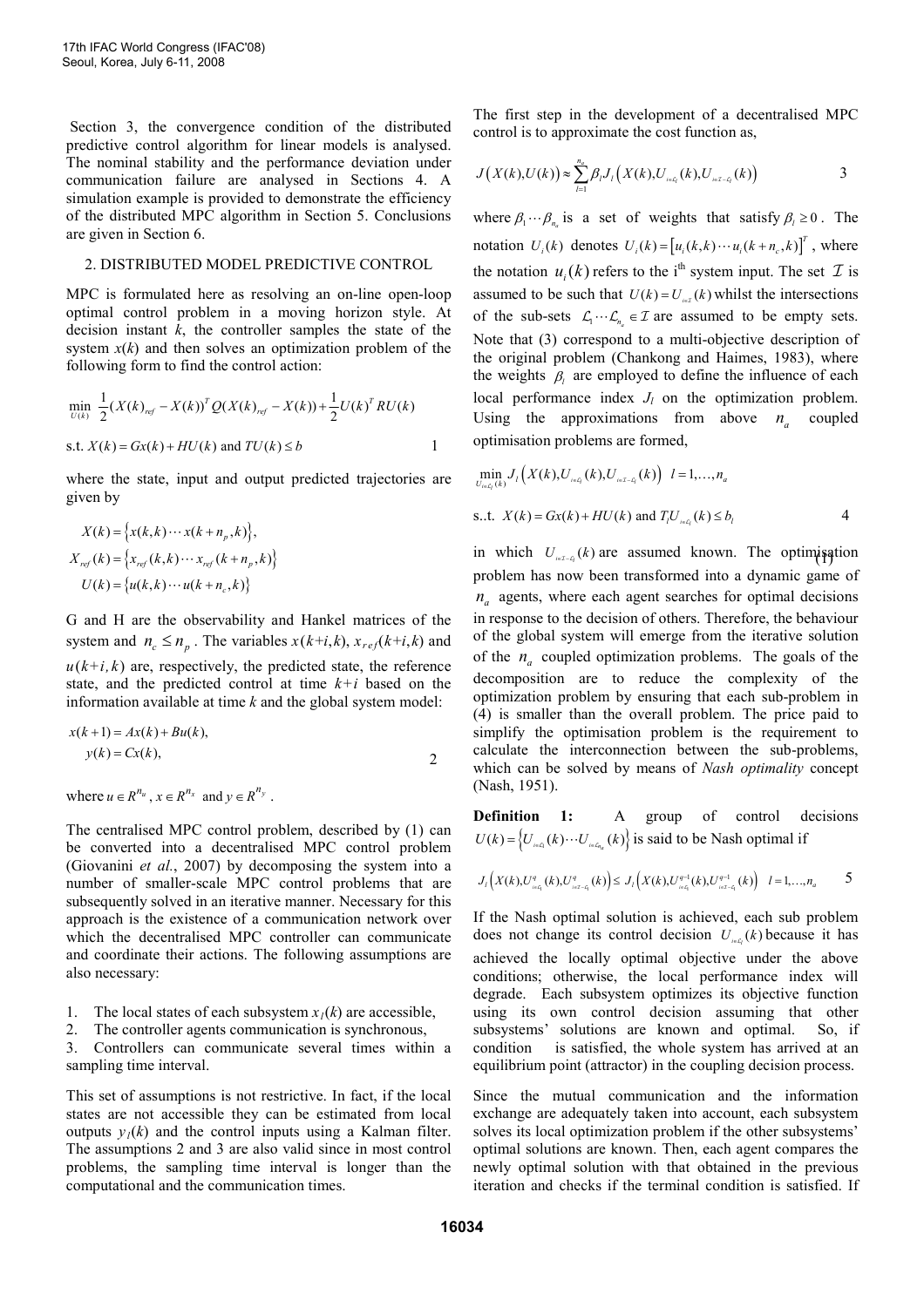Section 3, the convergence condition of the distributed predictive control algorithm for linear models is analysed. The nominal stability and the performance deviation under communication failure are analysed in Sections 4. A simulation example is provided to demonstrate the efficiency of the distributed MPC algorithm in Section 5. Conclusions are given in Section 6.

## 2. DISTRIBUTED MODEL PREDICTIVE CONTROL

MPC is formulated here as resolving an on-line open-loop optimal control problem in a moving horizon style. At decision instant $k$, the controller samples the state of the system $x(k)$ and then solves an optimization problem of the following form to find the control action:

$$\min_{U(k)} \frac{1}{2}(X(k)_{ref} - X(k))^T Q(X(k)_{ref} - X(k)) + \frac{1}{2}U(k)^T RU(k)$$

$$\text{s.t. } X(k) = Gx(k) + HU(k) \text{ and } TU(k) \leq b \qquad 1$$

where the state, input and output predicted trajectories are given by

$$X(k) = \{x(k,k) \cdots x(k+n_p,k)\},$$
$$X_{ref}(k) = \{x_{ref}(k,k) \cdots x_{ref}(k+n_p,k)\}$$
$$U(k) = \{u(k,k) \cdots u(k+n_c,k)\}$$

G and H are the observability and Hankel matrices of the system and $n_c \leq n_p$. The variables $x(k+i,k)$, $x_{ref}(k+i,k)$ and $u(k+i,k)$ are, respectively, the predicted state, the reference state, and the predicted control at time $k+i$ based on the information available at time $k$ and the global system model:

$$x(k+1) = Ax(k) + Bu(k),$$
$$y(k) = Cx(k), \qquad 2$$

where $u \in R^{n_u}$, $x \in R^{n_x}$ and $y \in R^{n_y}$.

The centralised MPC control problem, described by (1) can be converted into a decentralised MPC control problem (Giovanini *et al.*, 2007) by decomposing the system into a number of smaller-scale MPC control problems that are subsequently solved in an iterative manner. Necessary for this approach is the existence of a communication network over which the decentralised MPC controller can communicate and coordinate their actions. The following assumptions are also necessary:

1. The local states of each subsystem $x_l(k)$ are accessible,
2. The controller agents communication is synchronous,
3. Controllers can communicate several times within a sampling time interval.

This set of assumptions is not restrictive. In fact, if the local states are not accessible they can be estimated from local outputs $y_l(k)$ and the control inputs using a Kalman filter. The assumptions 2 and 3 are also valid since in most control problems, the sampling time interval is longer than the computational and the communication times.

The first step in the development of a decentralised MPC control is to approximate the cost function as,

$$J\left(X(k),U(k)\right) \approx \sum_{l=1}^{n_a} \beta_l J_l\left(X(k),U_{i\in\mathcal{L}_l}(k),U_{i\in\mathcal{I}-\mathcal{L}_l}(k)\right) \qquad 3$$

where $\beta_1 \cdots \beta_{n_a}$ is a set of weights that satisfy $\beta_l \geq 0$. The notation $U_i(k)$ denotes $U_i(k) = \left[u_i(k,k) \cdots u_i(k+n_c,k)\right]^T$, where the notation $u_i(k)$ refers to the i[th] system input. The set $\mathcal{I}$ is assumed to be such that $U(k) = U_{i\in\mathcal{I}}(k)$ whilst the intersections of the sub-sets $\mathcal{L}_1 \cdots \mathcal{L}_{n_a} \in \mathcal{I}$ are assumed to be empty sets. Note that (3) correspond to a multi-objective description of the original problem (Chankong and Haimes, 1983), where the weights $\beta_l$ are employed to define the influence of each local performance index $J_l$ on the optimization problem. Using the approximations from above $n_a$ coupled optimisation problems are formed,

$$\min_{U_{i\in\mathcal{L}_l}(k)} J_l\left(X(k),U_{i\in\mathcal{L}_l}(k),U_{i\in\mathcal{I}-\mathcal{L}_l}(k)\right) \quad l = 1,\ldots,n_a$$

$$\text{s..t. } X(k) = Gx(k) + HU(k) \text{ and } T_l U_{i\in\mathcal{L}_l}(k) \leq b_l \qquad 4$$

in which $U_{i\in\mathcal{I}-\mathcal{L}_l}(k)$ are assumed known. The optimisation problem has now been transformed into a dynamic game of $n_a$ agents, where each agent searches for optimal decisions in response to the decision of others. Therefore, the behaviour of the global system will emerge from the iterative solution of the $n_a$ coupled optimization problems. The goals of the decomposition are to reduce the complexity of the optimization problem by ensuring that each sub-problem in (4) is smaller than the overall problem. The price paid to simplify the optimisation problem is the requirement to calculate the interconnection between the sub-problems, which can be solved by means of *Nash optimality* concept (Nash, 1951).

**Definition 1:** A group of control decisions $U(k) = \left\{U_{i\in\mathcal{L}_1}(k) \cdots U_{i\in\mathcal{L}_{n_a}}(k)\right\}$ is said to be Nash optimal if

$$J_l\left(X(k),U^q_{i\in\mathcal{L}_l}(k),U^q_{i\in\mathcal{I}-\mathcal{L}_l}(k)\right) \leq J_l\left(X(k),U^{q-1}_{i\in\mathcal{L}_l}(k),U^{q-1}_{i\in\mathcal{I}-\mathcal{L}_l}(k)\right) \quad l = 1,\ldots,n_a \qquad 5$$

If the Nash optimal solution is achieved, each sub problem does not change its control decision $U_{i\in\mathcal{L}_l}(k)$ because it has achieved the locally optimal objective under the above conditions; otherwise, the local performance index will degrade. Each subsystem optimizes its objective function using its own control decision assuming that other subsystems' solutions are known and optimal. So, if condition (1) is satisfied, the whole system has arrived at an equilibrium point (attractor) in the coupling decision process.

Since the mutual communication and the information exchange are adequately taken into account, each subsystem solves its local optimization problem if the other subsystems' optimal solutions are known. Then, each agent compares the newly optimal solution with that obtained in the previous iteration and checks if the terminal condition is satisfied. If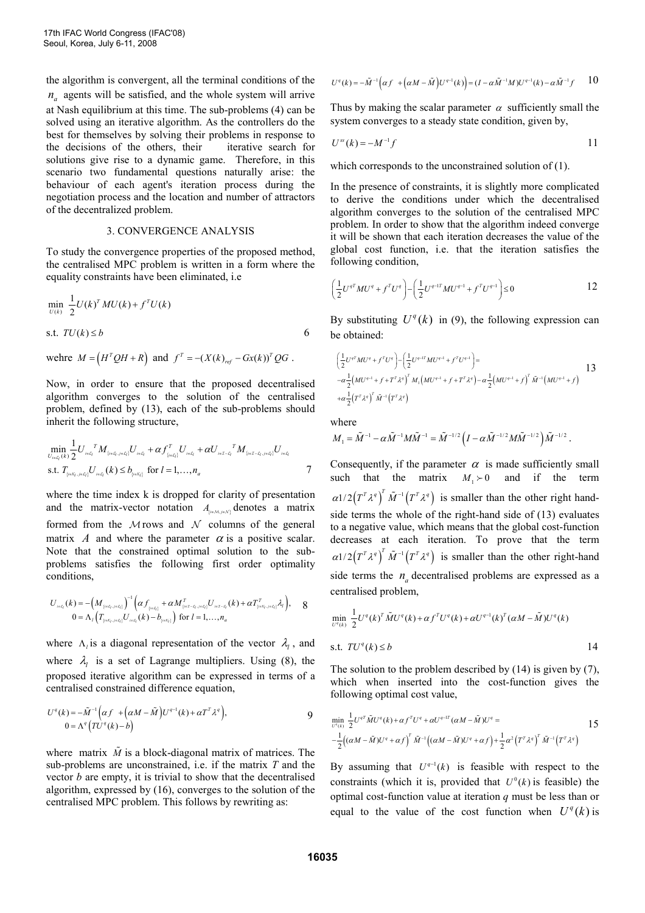the algorithm is convergent, all the terminal conditions of the $n_a$ agents will be satisfied, and the whole system will arrive at Nash equilibrium at this time. The sub-problems (4) can be solved using an iterative algorithm. As the controllers do the best for themselves by solving their problems in response to the decisions of the others, their iterative search for solutions give rise to a dynamic game. Therefore, in this scenario two fundamental questions naturally arise: the behaviour of each agent's iteration process during the negotiation process and the location and number of attractors of the decentralized problem.

## 3. CONVERGENCE ANALYSIS

To study the convergence properties of the proposed method, the centralised MPC problem is written in a form where the equality constraints have been eliminated, i.e

$$\min_{U(k)} \ \frac{1}{2}U(k)^T MU(k) + f^T U(k)$$

$$\text{s.t. } TU(k) \le b \qquad 6$$

wehre $M = \left(H^T QH + R\right)$ and $f^T = -(X(k)_{ref} - Gx(k))^T QG$ .

Now, in order to ensure that the proposed decentralised algorithm converges to the solution of the centralised problem, defined by (13), each of the sub-problems should inherit the following structure,

$$\min_{U_{i\in\mathcal{L}_l}(k)} \frac{1}{2}U_{i\in\mathcal{L}_l}{}^T M_{\{i\in\mathcal{L}_l, j\in\mathcal{L}_l\}} U_{i\in\mathcal{L}_l} + \alpha f^T_{\{i\in\mathcal{L}_l\}} U_{i\in\mathcal{L}_l} + \alpha U_{i\in\mathcal{I}-\mathcal{L}_l}{}^T M_{\{i\in\mathcal{I}-\mathcal{L}_l, j\in\mathcal{L}_l\}} U_{i\in\mathcal{L}_l}$$
$$\text{s.t. } T_{\{i\in\mathcal{K}_l, j\in\mathcal{L}_l\}} U_{i\in\mathcal{L}_l}(k) \le b_{\{i\in\mathcal{K}_l\}} \text{ for } l = 1,\ldots,n_a \qquad 7$$

where the time index k is dropped for clarity of presentation and the matrix-vector notation $A_{\{i\in\mathcal{M}, j\in\mathcal{N}\}}$ denotes a matrix formed from the $\mathcal{M}$ rows and $\mathcal{N}$ columns of the general matrix $A$ and where the parameter $\alpha$ is a positive scalar. Note that the constrained optimal solution to the sub-problems satisfies the following first order optimality conditions,

$$U_{i\in\mathcal{L}_l}(k) = -\left(M_{\{i\in\mathcal{L}_l, j\in\mathcal{L}_l\}}\right)^{-1}\left(\alpha f_{\{i\in\mathcal{L}_l\}} + \alpha M^T_{\{i\in\mathcal{I}-\mathcal{L}_l, j\in\mathcal{L}_l\}} U_{i\in\mathcal{I}-\mathcal{L}_l}(k) + \alpha T^T_{\{i\in\mathcal{K}_l, j\in\mathcal{L}_l\}}\lambda_l\right),$$
$$0 = \Lambda_l\left(T_{\{i\in\mathcal{K}_l, j\in\mathcal{L}_l\}} U_{i\in\mathcal{L}_l}(k) - b_{\{i\in\mathcal{K}_l\}}\right) \text{ for } l = 1,\ldots,n_a \qquad 8$$

where $\Lambda_l$ is a diagonal representation of the vector $\lambda_l$, and where $\lambda_l$ is a set of Lagrange multipliers. Using (8), the proposed iterative algorithm can be expressed in terms of a centralised constrained difference equation,

$$U^q(k) = -\tilde{M}^{-1}\left(\alpha f + \left(\alpha M - \tilde{M}\right)U^{q-1}(k) + \alpha T^T\lambda^q\right),$$
$$0 = \Lambda^q\left(TU^q(k) - b\right) \qquad 9$$

where matrix $\tilde{M}$ is a block-diagonal matrix of matrices. The sub-problems are unconstrained, i.e. if the matrix $T$ and the vector $b$ are empty, it is trivial to show that the decentralised algorithm, expressed by (16), converges to the solution of the centralised MPC problem. This follows by rewriting as:

$$U^q(k) = -\tilde{M}^{-1}\left(\alpha f + \left(\alpha M - \tilde{M}\right)U^{q-1}(k)\right) = (I - \alpha\tilde{M}^{-1}M)U^{q-1}(k) - \alpha\tilde{M}^{-1}f \qquad 10$$

Thus by making the scalar parameter $\alpha$ sufficiently small the system converges to a steady state condition, given by,

$$U^{ss}(k) = -M^{-1}f \qquad 11$$

which corresponds to the unconstrained solution of (1).

In the presence of constraints, it is slightly more complicated to derive the conditions under which the decentralised algorithm converges to the solution of the centralised MPC problem. In order to show that the algorithm indeed converge it will be shown that each iteration decreases the value of the global cost function, i.e. that the iteration satisfies the following condition,

$$\left(\frac{1}{2}U^{q^T}MU^q + f^T U^q\right) - \left(\frac{1}{2}U^{q-1^T}MU^{q-1} + f^T U^{q-1}\right) \le 0 \qquad 12$$

By substituting $U^q(k)$ in (9), the following expression can be obtained:

$$\left(\frac{1}{2}U^{q^T}MU^q + f^T U^q\right) - \left(\frac{1}{2}U^{q-1^T}MU^{q-1} + f^T U^{q-1}\right) =$$
$$-\alpha\frac{1}{2}\left(MU^{q-1} + f + T^T\lambda^q\right)^T M_1\left(MU^{q-1} + f + T^T\lambda^q\right) - \alpha\frac{1}{2}\left(MU^{q-1} + f\right)^T\tilde{M}^{-1}\left(MU^{q-1} + f\right)$$
$$+\alpha\frac{1}{2}\left(T^T\lambda^q\right)^T\tilde{M}^{-1}\left(T^T\lambda^q\right) \qquad 13$$

where

$$M_1 = \tilde{M}^{-1} - \alpha\tilde{M}^{-1}M\tilde{M}^{-1} = \tilde{M}^{-1/2}\left(I - \alpha\tilde{M}^{-1/2}M\tilde{M}^{-1/2}\right)\tilde{M}^{-1/2}.$$

Consequently, if the parameter $\alpha$ is made sufficiently small such that the matrix $M_1 \succ 0$ and if the term $\alpha 1/2\left(T^T\lambda^q\right)^T\tilde{M}^{-1}\left(T^T\lambda^q\right)$ is smaller than the other right hand-side terms the whole of the right-hand side of (13) evaluates to a negative value, which means that the global cost-function decreases at each iteration. To prove that the term $\alpha 1/2\left(T^T\lambda^q\right)^T\tilde{M}^{-1}\left(T^T\lambda^q\right)$ is smaller than the other right-hand side terms the $n_a$ decentralised problems are expressed as a centralised problem,

$$\min_{U^q(k)} \ \frac{1}{2}U^q(k)^T\tilde{M}U^q(k) + \alpha f^T U^q(k) + \alpha U^{q-1}(k)^T(\alpha M - \tilde{M})U^q(k)$$

$$\text{s.t. } TU^q(k) \le b \qquad 14$$

The solution to the problem described by (14) is given by (7), which when inserted into the cost-function gives the following optimal cost value,

$$\min_{U^q(k)} \ \frac{1}{2}U^{q^T}\tilde{M}U^q(k) + \alpha f^T U^q + \alpha U^{q-1^T}(\alpha M - \tilde{M})U^q =$$
$$-\frac{1}{2}\left((\alpha M - \tilde{M})U^q + \alpha f\right)^T\tilde{M}^{-1}\left((\alpha M - \tilde{M})U^q + \alpha f\right) + \frac{1}{2}\alpha^2\left(T^T\lambda^q\right)^T\tilde{M}^{-1}\left(T^T\lambda^q\right) \qquad 15$$

By assuming that $U^{q-1}(k)$ is feasible with respect to the constraints (which it is, provided that $U^0(k)$ is feasible) the optimal cost-function value at iteration $q$ must be less than or equal to the value of the cost function when $U^q(k)$ is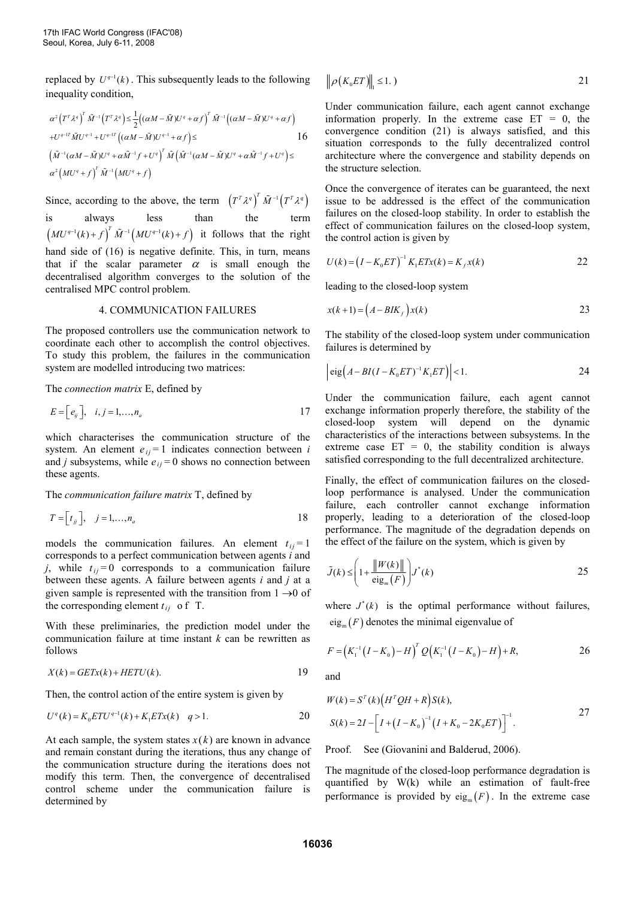replaced by $U^{q-1}(k)$. This subsequently leads to the following inequality condition,

$$\alpha^2\left(T^T\lambda^q\right)^T\tilde{M}^{-1}\left(T^T\lambda^q\right)\leq\frac{1}{2}\left((\alpha M-\tilde{M})U^q+\alpha f\right)^T\tilde{M}^{-1}\left((\alpha M-\tilde{M})U^q+\alpha f\right)$$
$$+U^{q-1T}\tilde{M}U^{q-1}+U^{q-1T}\left((\alpha M-\tilde{M})U^{q-1}+\alpha f\right)\leq \tag{16}$$
$$\left(\tilde{M}^{-1}(\alpha M-\tilde{M})U^q+\alpha\tilde{M}^{-1}f+U^q\right)^T\tilde{M}\left(\tilde{M}^{-1}(\alpha M-\tilde{M})U^q+\alpha\tilde{M}^{-1}f+U^q\right)\leq$$
$$\alpha^2\left(MU^q+f\right)^T\tilde{M}^{-1}\left(MU^q+f\right)$$

Since, according to the above, the term $\left(T^T\lambda^q\right)^T\tilde{M}^{-1}\left(T^T\lambda^q\right)$ is always less than the term $\left(MU^{q-1}(k)+f\right)^T\tilde{M}^{-1}\left(MU^{q-1}(k)+f\right)$ it follows that the right hand side of (16) is negative definite. This, in turn, means that if the scalar parameter $\alpha$ is small enough the decentralised algorithm converges to the solution of the centralised MPC control problem.

## 4. COMMUNICATION FAILURES

The proposed controllers use the communication network to coordinate each other to accomplish the control objectives. To study this problem, the failures in the communication system are modelled introducing two matrices:

The *connection matrix* E, defined by

$$E=\left[e_{ij}\right],\quad i,j=1,\ldots,n_a \tag{17}$$

which characterises the communication structure of the system. An element $e_{ij}=1$ indicates connection between $i$ and $j$ subsystems, while $e_{ij}=0$ shows no connection between these agents.

The *communication failure matrix* T, defined by

$$T=\left[t_{ij}\right],\quad j=1,\ldots,n_a \tag{18}$$

models the communication failures. An element $t_{ij}=1$ corresponds to a perfect communication between agents $i$ and $j$, while $t_{ij}=0$ corresponds to a communication failure between these agents. A failure between agents $i$ and $j$ at a given sample is represented with the transition from $1\rightarrow 0$ of the corresponding element $t_{ij}$ of T.

With these preliminaries, the prediction model under the communication failure at time instant $k$ can be rewritten as follows

$$X(k)=GETx(k)+HETU(k). \tag{19}$$

Then, the control action of the entire system is given by

$$U^q(k)=K_0ETU^{q-1}(k)+K_1ETx(k)\quad q>1. \tag{20}$$

At each sample, the system states $x(k)$ are known in advance and remain constant during the iterations, thus any change of the communication structure during the iterations does not modify this term. Then, the convergence of decentralised control scheme under the communication failure is determined by

$$\left\|\rho\left(K_0ET\right)\right\|_1\leq 1.) \tag{21}$$

Under communication failure, each agent cannot exchange information properly. In the extreme case ET = 0, the convergence condition (21) is always satisfied, and this situation corresponds to the fully decentralized control architecture where the convergence and stability depends on the structure selection.

Once the convergence of iterates can be guaranteed, the next issue to be addressed is the effect of the communication failures on the closed-loop stability. In order to establish the effect of communication failures on the closed-loop system, the control action is given by

$$U(k)=\left(I-K_0ET\right)^{-1}K_1ETx(k)=K_fx(k) \tag{22}$$

leading to the closed-loop system

$$x(k+1)=\left(A-BIK_f\right)x(k) \tag{23}$$

The stability of the closed-loop system under communication failures is determined by

$$\left|\text{eig}\left(A-BI(I-K_0ET)^{-1}K_1ET\right)\right|<1. \tag{24}$$

Under the communication failure, each agent cannot exchange information properly therefore, the stability of the closed-loop system will depend on the dynamic characteristics of the interactions between subsystems. In the extreme case ET = 0, the stability condition is always satisfied corresponding to the full decentralized architecture.

Finally, the effect of communication failures on the closed-loop performance is analysed. Under the communication failure, each controller cannot exchange information properly, leading to a deterioration of the closed-loop performance. The magnitude of the degradation depends on the effect of the failure on the system, which is given by

$$\tilde{J}(k)\leq\left(1+\frac{\left\|W(k)\right\|}{\text{eig}_m\left(F\right)}\right)J^*(k) \tag{25}$$

where $J^*(k)$ is the optimal performance without failures, $\text{eig}_m\left(F\right)$ denotes the minimal eigenvalue of

$$F=\left(K_1^{-1}\left(I-K_0\right)-H\right)^TQ\left(K_1^{-1}\left(I-K_0\right)-H\right)+R, \tag{26}$$

and

$$W(k)=S^T(k)\left(H^TQH+R\right)S(k),$$
$$S(k)=2I-\left[I+\left(I-K_0\right)^{-1}\left(I+K_0-2K_0ET\right)\right]^{-1}. \tag{27}$$

Proof. See (Giovanini and Balderud, 2006).

The magnitude of the closed-loop performance degradation is quantified by W(k) while an estimation of fault-free performance is provided by $\text{eig}_m\left(F\right)$. In the extreme case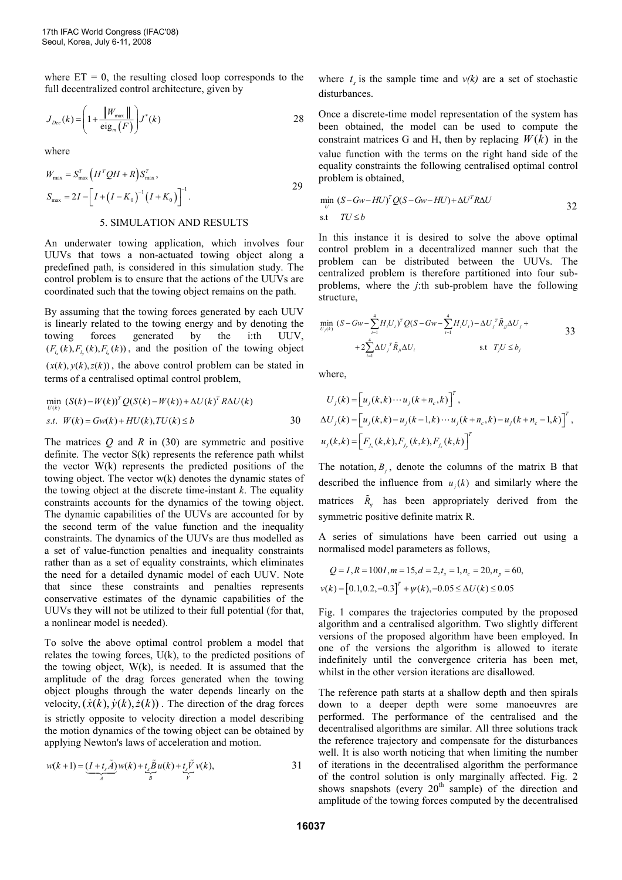where ET = 0, the resulting closed loop corresponds to the full decentralized control architecture, given by

$$J_{Dec}(k) = \left(1 + \frac{\|W_{\max}\|}{\text{eig}_m(F)}\right) J^*(k) \tag{28}$$

where

$$W_{\max} = S_{\max}^T \left(H^T Q H + R\right) S_{\max}^T,$$
$$S_{\max} = 2I - \left[I + \left(I - K_0\right)^{-1}\left(I + K_0\right)\right]^{-1}. \tag{29}$$

## 5. SIMULATION AND RESULTS

An underwater towing application, which involves four UUVs that tows a non-actuated towing object along a predefined path, is considered in this simulation study. The control problem is to ensure that the actions of the UUVs are coordinated such that the towing object remains on the path.

By assuming that the towing forces generated by each UUV is linearly related to the towing energy and by denoting the towing forces generated by the i:th UUV, $(F_{i_x}(k), F_{i_y}(k), F_{i_z}(k))$, and the position of the towing object $(x(k), y(k), z(k))$, the above control problem can be stated in terms of a centralised optimal control problem,

$$\min_{U(k)} \ (S(k) - W(k))^T Q (S(k) - W(k)) + \Delta U(k)^T R \Delta U(k)$$
$$s.t. \ W(k) = Gw(k) + HU(k), TU(k) \le b \tag{30}$$

The matrices $Q$ and $R$ in (30) are symmetric and positive definite. The vector S(k) represents the reference path whilst the vector W(k) represents the predicted positions of the towing object. The vector w(k) denotes the dynamic states of the towing object at the discrete time-instant $k$. The equality constraints accounts for the dynamics of the towing object. The dynamic capabilities of the UUVs are accounted for by the second term of the value function and the inequality constraints. The dynamics of the UUVs are thus modelled as a set of value-function penalties and inequality constraints rather than as a set of equality constraints, which eliminates the need for a detailed dynamic model of each UUV. Note that since these constraints and penalties represents conservative estimates of the dynamic capabilities of the UUVs they will not be utilized to their full potential (for that, a nonlinear model is needed).

To solve the above optimal control problem a model that relates the towing forces, U(k), to the predicted positions of the towing object, W(k), is needed. It is assumed that the amplitude of the drag forces generated when the towing object ploughs through the water depends linearly on the velocity, $(\dot{x}(k), \dot{y}(k), \dot{z}(k))$. The direction of the drag forces is strictly opposite to velocity direction a model describing the motion dynamics of the towing object can be obtained by applying Newton's laws of acceleration and motion.

$$w(k+1) = \underbrace{(I + t_s \tilde{A})}_{A} w(k) + \underbrace{t_s \tilde{B}}_{B} u(k) + \underbrace{t_s \tilde{V}}_{V} v(k), \tag{31}$$

where $t_s$ is the sample time and *v(k)* are a set of stochastic disturbances.

Once a discrete-time model representation of the system has been obtained, the model can be used to compute the constraint matrices G and H, then by replacing $W(k)$ in the value function with the terms on the right hand side of the equality constraints the following centralised optimal control problem is obtained,

$$\min_{U} \ (S - Gw - HU)^T Q (S - Gw - HU) + \Delta U^T R \Delta U$$
$$\text{s.t} \quad TU \le b \tag{32}$$

In this instance it is desired to solve the above optimal control problem in a decentralized manner such that the problem can be distributed between the UUVs. The centralized problem is therefore partitioned into four sub-problems, where the $j$:th sub-problem have the following structure,

$$\min_{U_j(k)} \ (S - Gw - \sum_{i=1}^{4} H_i U_i)^T Q (S - Gw - \sum_{i=1}^{4} H_i U_i) - \Delta U_j^T \tilde{R}_{jj} \Delta U_j +$$
$$+ 2\sum_{i=1}^{4} \Delta U_j^T \tilde{R}_{ji} \Delta U_i \qquad \text{s.t} \ \ T_j U \le b_j \tag{33}$$

where,

$$U_j(k) = \left[u_j(k,k) \cdots u_j(k+n_c,k)\right]^T,$$
$$\Delta U_j(k) = \left[u_j(k,k) - u_j(k-1,k) \cdots u_j(k+n_c,k) - u_j(k+n_c-1,k)\right]^T,$$
$$u_j(k,k) = \left[F_{j_x}(k,k), F_{j_y}(k,k), F_{j_z}(k,k)\right]^T$$

The notation, $B_j$, denote the columns of the matrix B that described the influence from $u_j(k)$ and similarly where the matrices $\tilde{R}_{ij}$ has been appropriately derived from the symmetric positive definite matrix R.

A series of simulations have been carried out using a normalised model parameters as follows,

$$Q = I, R = 100I, m = 15, d = 2, t_s = 1, n_c = 20, n_p = 60,$$
$$v(k) = \left[0.1, 0.2, -0.3\right]^T + \psi(k), -0.05 \le \Delta U(k) \le 0.05$$

Fig. 1 compares the trajectories computed by the proposed algorithm and a centralised algorithm. Two slightly different versions of the proposed algorithm have been employed. In one of the versions the algorithm is allowed to iterate indefinitely until the convergence criteria has been met, whilst in the other version iterations are disallowed.

The reference path starts at a shallow depth and then spirals down to a deeper depth were some manoeuvres are performed. The performance of the centralised and the decentralised algorithms are similar. All three solutions track the reference trajectory and compensate for the disturbances well. It is also worth noticing that when limiting the number of iterations in the decentralised algorithm the performance of the control solution is only marginally affected. Fig. 2 shows snapshots (every 20th sample) of the direction and amplitude of the towing forces computed by the decentralised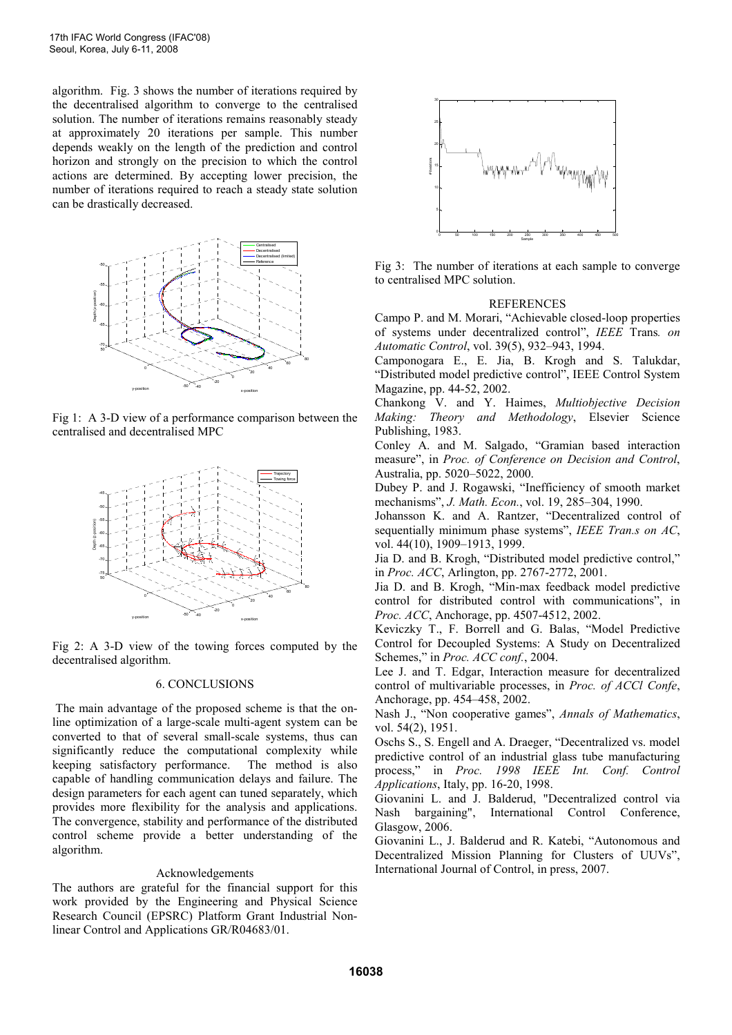algorithm. Fig. 3 shows the number of iterations required by the decentralised algorithm to converge to the centralised solution. The number of iterations remains reasonably steady at approximately 20 iterations per sample. This number depends weakly on the length of the prediction and control horizon and strongly on the precision to which the control actions are determined. By accepting lower precision, the number of iterations required to reach a steady state solution can be drastically decreased.

Centralised
Decentralised
Decentralised (limited)
Reference

Depth (z-position)
y-position
x-position

Fig 1: A 3-D view of a performance comparison between the centralised and decentralised MPC

Trajectory
Towing force

Depth (z-position)
y-position
x-position

Fig 2: A 3-D view of the towing forces computed by the decentralised algorithm.

## 6. CONCLUSIONS

The main advantage of the proposed scheme is that the on-line optimization of a large-scale multi-agent system can be converted to that of several small-scale systems, thus can significantly reduce the computational complexity while keeping satisfactory performance. The method is also capable of handling communication delays and failure. The design parameters for each agent can tuned separately, which provides more flexibility for the analysis and applications. The convergence, stability and performance of the distributed control scheme provide a better understanding of the algorithm.

### Acknowledgements

The authors are grateful for the financial support for this work provided by the Engineering and Physical Science Research Council (EPSRC) Platform Grant Industrial Non-linear Control and Applications GR/R04683/01.

# Iterations
Sample

Fig 3: The number of iterations at each sample to converge to centralised MPC solution.

## REFERENCES

Campo P. and M. Morari, "Achievable closed-loop properties of systems under decentralized control", *IEEE* Trans*. on Automatic Control*, vol. 39(5), 932–943, 1994.

Camponogara E., E. Jia, B. Krogh and S. Talukdar, "Distributed model predictive control", IEEE Control System Magazine, pp. 44-52, 2002.

Chankong V. and Y. Haimes, *Multiobjective Decision Making: Theory and Methodology*, Elsevier Science Publishing, 1983.

Conley A. and M. Salgado, "Gramian based interaction measure", in *Proc. of Conference on Decision and Control*, Australia, pp. 5020–5022, 2000.

Dubey P. and J. Rogawski, "Inefficiency of smooth market mechanisms", *J. Math. Econ.*, vol. 19, 285–304, 1990.

Johansson K. and A. Rantzer, "Decentralized control of sequentially minimum phase systems", *IEEE Tran.s on AC*, vol. 44(10), 1909–1913, 1999.

Jia D. and B. Krogh, "Distributed model predictive control," in *Proc. ACC*, Arlington, pp. 2767-2772, 2001.

Jia D. and B. Krogh, "Min-max feedback model predictive control for distributed control with communications", in *Proc. ACC*, Anchorage, pp. 4507-4512, 2002.

Keviczky T., F. Borrell and G. Balas, "Model Predictive Control for Decoupled Systems: A Study on Decentralized Schemes," in *Proc. ACC conf.*, 2004.

Lee J. and T. Edgar, Interaction measure for decentralized control of multivariable processes, in *Proc. of ACCl Confe*, Anchorage, pp. 454–458, 2002.

Nash J., "Non cooperative games", *Annals of Mathematics*, vol. 54(2), 1951.

Oschs S., S. Engell and A. Draeger, "Decentralized vs. model predictive control of an industrial glass tube manufacturing process," in *Proc. 1998 IEEE Int. Conf. Control Applications*, Italy, pp. 16-20, 1998.

Giovanini L. and J. Balderud, "Decentralized control via Nash bargaining", International Control Conference, Glasgow, 2006.

Giovanini L., J. Balderud and R. Katebi, "Autonomous and Decentralized Mission Planning for Clusters of UUVs", International Journal of Control, in press, 2007.